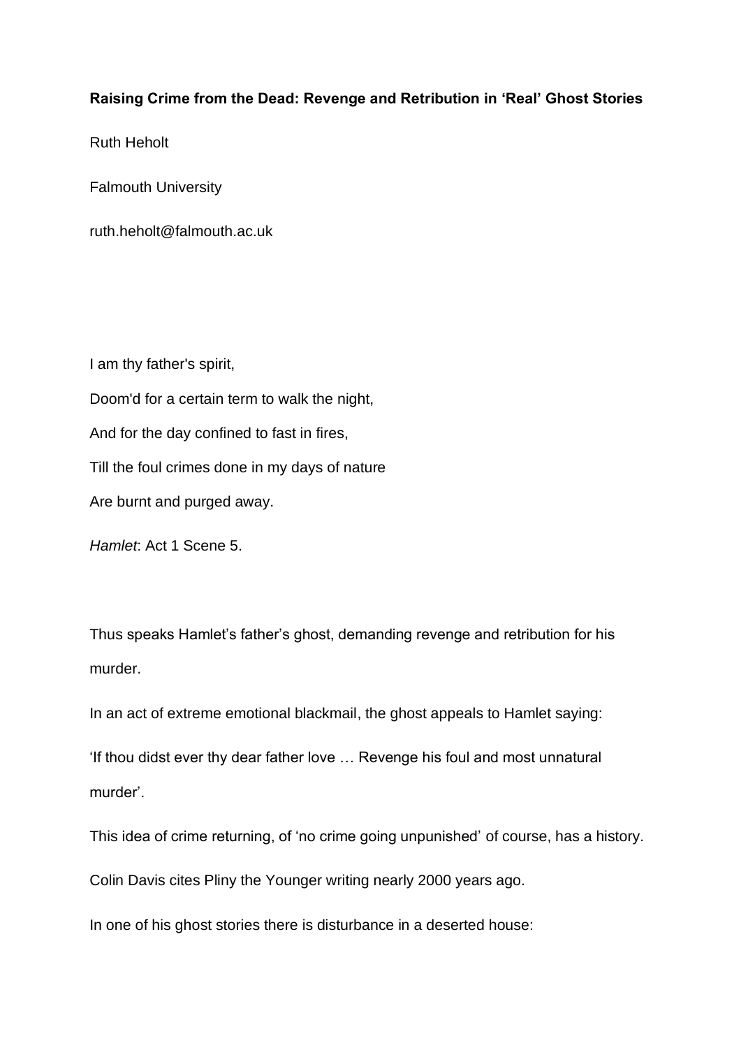**Raising Crime from the Dead: Revenge and Retribution in 'Real' Ghost Stories**

Ruth Heholt

Falmouth University

ruth.heholt@falmouth.ac.uk

I am thy father's spirit,

Doom'd for a certain term to walk the night,

And for the day confined to fast in fires,

Till the foul crimes done in my days of nature

Are burnt and purged away.

*Hamlet*: Act 1 Scene 5.

Thus speaks Hamlet's father's ghost, demanding revenge and retribution for his murder.

In an act of extreme emotional blackmail, the ghost appeals to Hamlet saying:

'If thou didst ever thy dear father love … Revenge his foul and most unnatural murder'.

This idea of crime returning, of 'no crime going unpunished' of course, has a history.

Colin Davis cites Pliny the Younger writing nearly 2000 years ago.

In one of his ghost stories there is disturbance in a deserted house: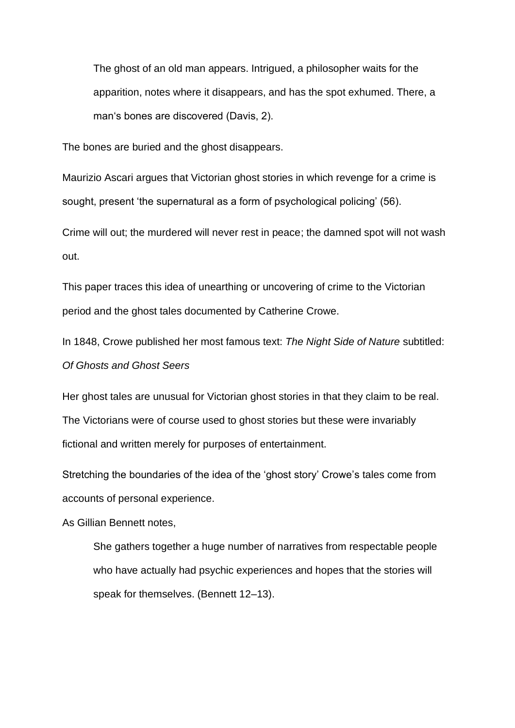> The ghost of an old man appears. Intrigued, a philosopher waits for the apparition, notes where it disappears, and has the spot exhumed. There, a man's bones are discovered (Davis, 2).

The bones are buried and the ghost disappears.

Maurizio Ascari argues that Victorian ghost stories in which revenge for a crime is sought, present 'the supernatural as a form of psychological policing' (56).

Crime will out; the murdered will never rest in peace; the damned spot will not wash out.

This paper traces this idea of unearthing or uncovering of crime to the Victorian period and the ghost tales documented by Catherine Crowe.

In 1848, Crowe published her most famous text: *The Night Side of Nature* subtitled: *Of Ghosts and Ghost Seers*

Her ghost tales are unusual for Victorian ghost stories in that they claim to be real. The Victorians were of course used to ghost stories but these were invariably fictional and written merely for purposes of entertainment.

Stretching the boundaries of the idea of the 'ghost story' Crowe's tales come from accounts of personal experience.

As Gillian Bennett notes,

> She gathers together a huge number of narratives from respectable people who have actually had psychic experiences and hopes that the stories will speak for themselves. (Bennett 12–13).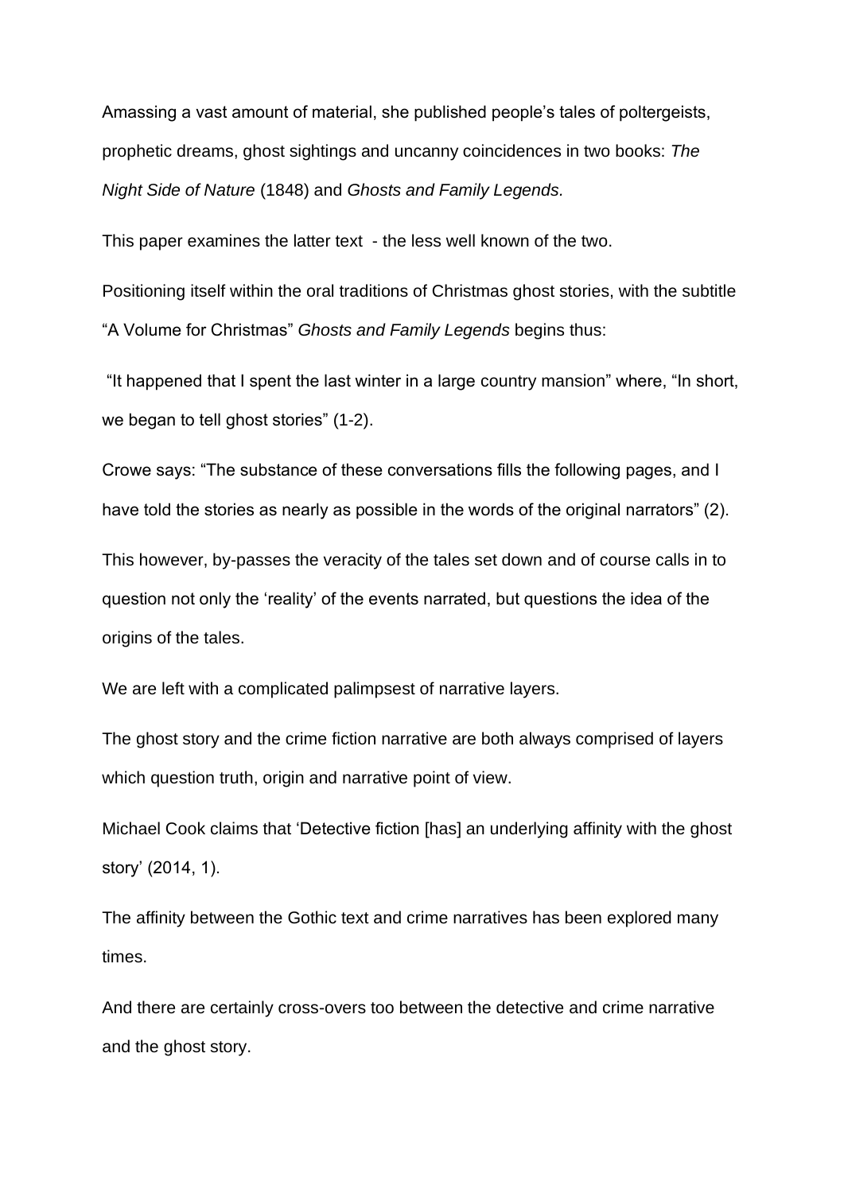Amassing a vast amount of material, she published people's tales of poltergeists, prophetic dreams, ghost sightings and uncanny coincidences in two books: *The Night Side of Nature* (1848) and *Ghosts and Family Legends.*

This paper examines the latter text - the less well known of the two.

Positioning itself within the oral traditions of Christmas ghost stories, with the subtitle "A Volume for Christmas" *Ghosts and Family Legends* begins thus:

"It happened that I spent the last winter in a large country mansion" where, "In short, we began to tell ghost stories" (1-2).

Crowe says: "The substance of these conversations fills the following pages, and I have told the stories as nearly as possible in the words of the original narrators" (2).

This however, by-passes the veracity of the tales set down and of course calls in to question not only the 'reality' of the events narrated, but questions the idea of the origins of the tales.

We are left with a complicated palimpsest of narrative layers.

The ghost story and the crime fiction narrative are both always comprised of layers which question truth, origin and narrative point of view.

Michael Cook claims that 'Detective fiction [has] an underlying affinity with the ghost story' (2014, 1).

The affinity between the Gothic text and crime narratives has been explored many times.

And there are certainly cross-overs too between the detective and crime narrative and the ghost story.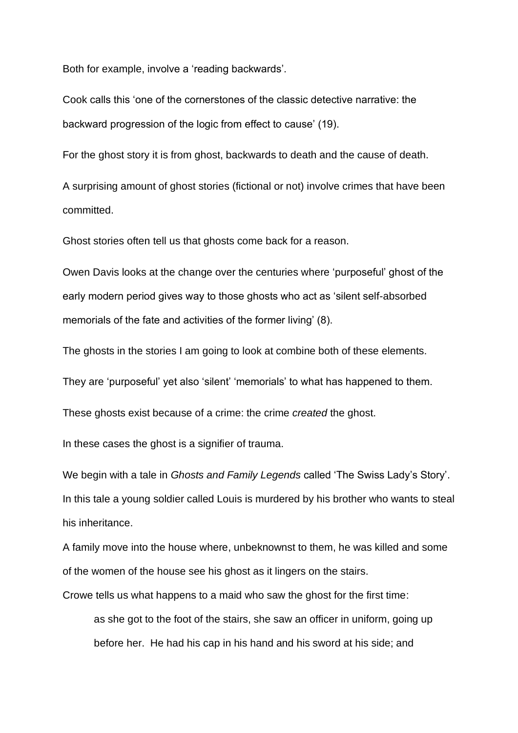Both for example, involve a 'reading backwards'.

Cook calls this 'one of the cornerstones of the classic detective narrative: the backward progression of the logic from effect to cause' (19).

For the ghost story it is from ghost, backwards to death and the cause of death.

A surprising amount of ghost stories (fictional or not) involve crimes that have been committed.

Ghost stories often tell us that ghosts come back for a reason.

Owen Davis looks at the change over the centuries where 'purposeful' ghost of the early modern period gives way to those ghosts who act as 'silent self-absorbed memorials of the fate and activities of the former living' (8).

The ghosts in the stories I am going to look at combine both of these elements.

They are 'purposeful' yet also 'silent' 'memorials' to what has happened to them.

These ghosts exist because of a crime: the crime *created* the ghost.

In these cases the ghost is a signifier of trauma.

We begin with a tale in *Ghosts and Family Legends* called 'The Swiss Lady's Story'. In this tale a young soldier called Louis is murdered by his brother who wants to steal his inheritance.
A family move into the house where, unbeknownst to them, he was killed and some of the women of the house see his ghost as it lingers on the stairs.
Crowe tells us what happens to a maid who saw the ghost for the first time:

> as she got to the foot of the stairs, she saw an officer in uniform, going up before her. He had his cap in his hand and his sword at his side; and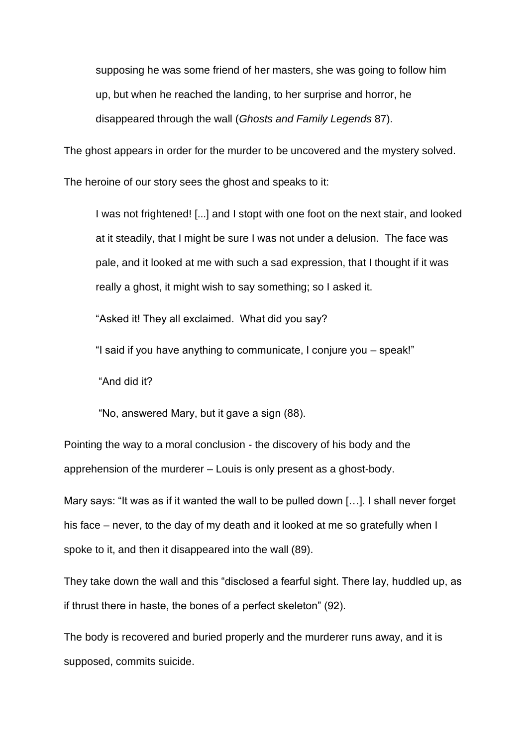> supposing he was some friend of her masters, she was going to follow him up, but when he reached the landing, to her surprise and horror, he disappeared through the wall (*Ghosts and Family Legends* 87).

The ghost appears in order for the murder to be uncovered and the mystery solved. The heroine of our story sees the ghost and speaks to it:

> I was not frightened! [...] and I stopt with one foot on the next stair, and looked at it steadily, that I might be sure I was not under a delusion. The face was pale, and it looked at me with such a sad expression, that I thought if it was really a ghost, it might wish to say something; so I asked it.
>
> "Asked it! They all exclaimed. What did you say?
>
> "I said if you have anything to communicate, I conjure you – speak!"
>
> "And did it?
>
> "No, answered Mary, but it gave a sign (88).

Pointing the way to a moral conclusion - the discovery of his body and the apprehension of the murderer – Louis is only present as a ghost-body.

Mary says: "It was as if it wanted the wall to be pulled down […]. I shall never forget his face – never, to the day of my death and it looked at me so gratefully when I spoke to it, and then it disappeared into the wall (89).

They take down the wall and this "disclosed a fearful sight. There lay, huddled up, as if thrust there in haste, the bones of a perfect skeleton" (92).

The body is recovered and buried properly and the murderer runs away, and it is supposed, commits suicide.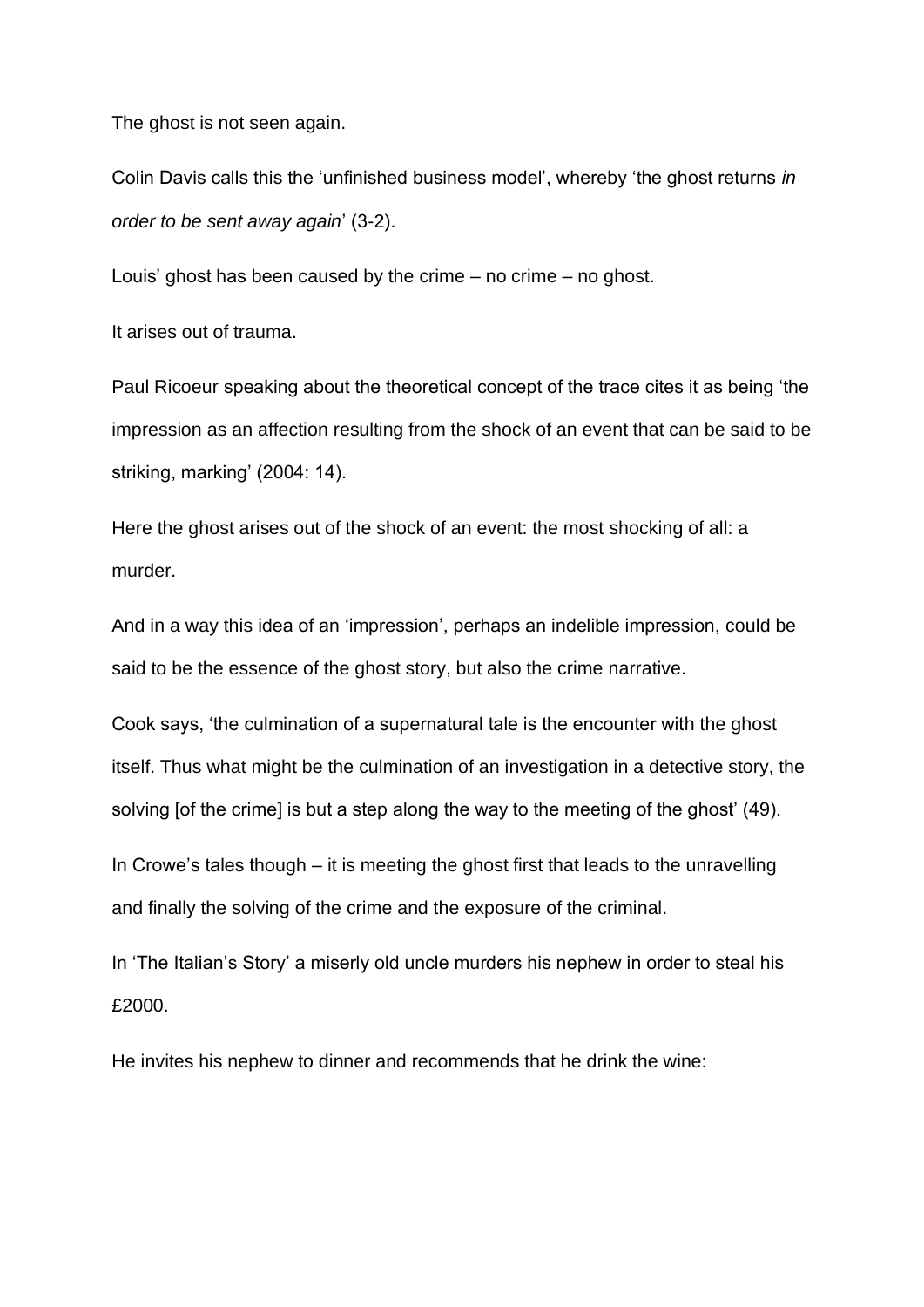The ghost is not seen again.

Colin Davis calls this the 'unfinished business model', whereby 'the ghost returns *in order to be sent away again*' (3-2).

Louis' ghost has been caused by the crime – no crime – no ghost.

It arises out of trauma.

Paul Ricoeur speaking about the theoretical concept of the trace cites it as being 'the impression as an affection resulting from the shock of an event that can be said to be striking, marking' (2004: 14).

Here the ghost arises out of the shock of an event: the most shocking of all: a murder.

And in a way this idea of an 'impression', perhaps an indelible impression, could be said to be the essence of the ghost story, but also the crime narrative.

Cook says, 'the culmination of a supernatural tale is the encounter with the ghost itself. Thus what might be the culmination of an investigation in a detective story, the solving [of the crime] is but a step along the way to the meeting of the ghost' (49).

In Crowe's tales though – it is meeting the ghost first that leads to the unravelling and finally the solving of the crime and the exposure of the criminal.

In 'The Italian's Story' a miserly old uncle murders his nephew in order to steal his £2000.

He invites his nephew to dinner and recommends that he drink the wine: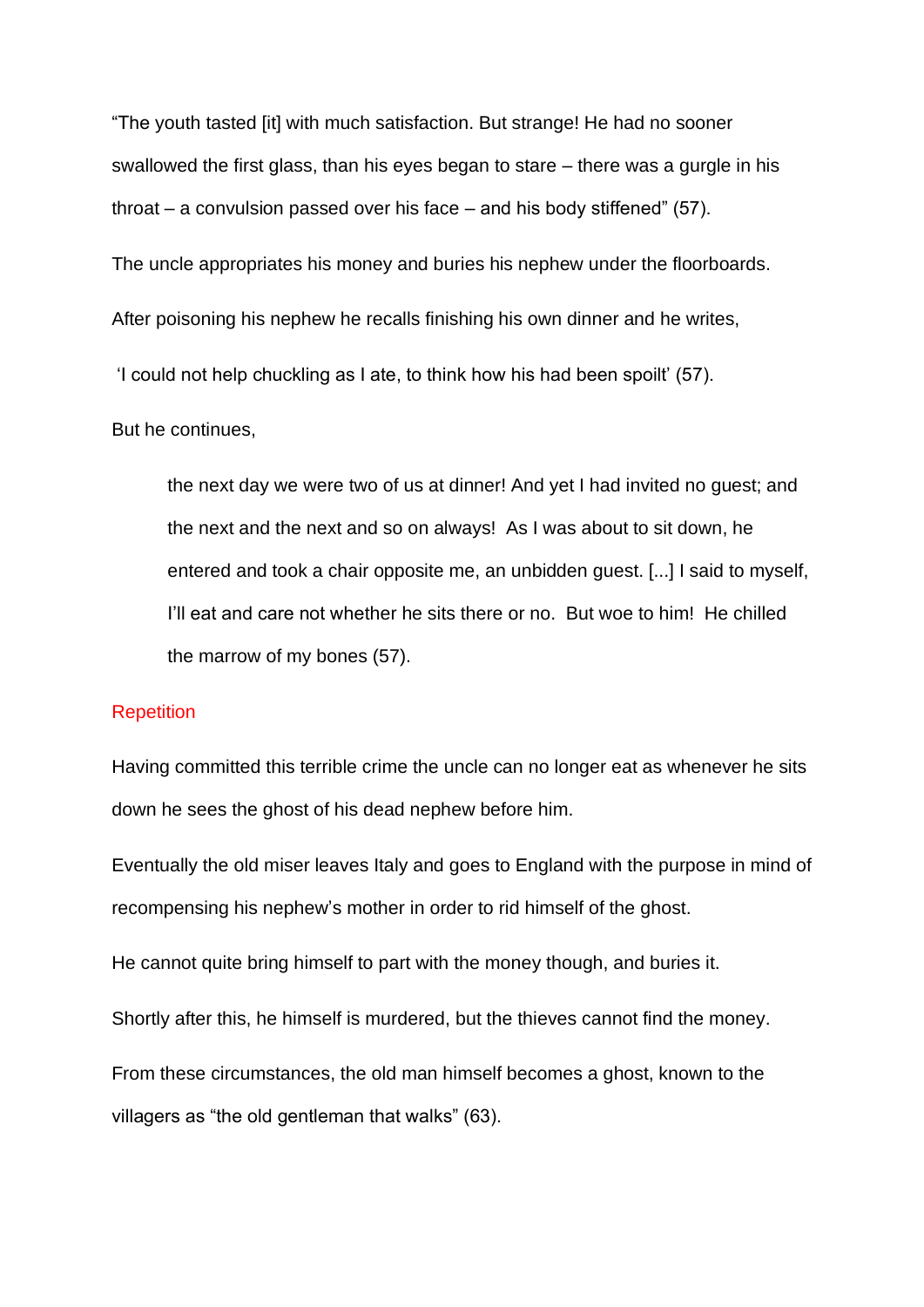"The youth tasted [it] with much satisfaction. But strange! He had no sooner swallowed the first glass, than his eyes began to stare – there was a gurgle in his throat – a convulsion passed over his face – and his body stiffened" (57).

The uncle appropriates his money and buries his nephew under the floorboards.

After poisoning his nephew he recalls finishing his own dinner and he writes,

'I could not help chuckling as I ate, to think how his had been spoilt' (57).

But he continues,

> the next day we were two of us at dinner! And yet I had invited no guest; and the next and the next and so on always! As I was about to sit down, he entered and took a chair opposite me, an unbidden guest. [...] I said to myself, I'll eat and care not whether he sits there or no. But woe to him! He chilled the marrow of my bones (57).

Repetition

Having committed this terrible crime the uncle can no longer eat as whenever he sits down he sees the ghost of his dead nephew before him.

Eventually the old miser leaves Italy and goes to England with the purpose in mind of recompensing his nephew's mother in order to rid himself of the ghost.

He cannot quite bring himself to part with the money though, and buries it.

Shortly after this, he himself is murdered, but the thieves cannot find the money.

From these circumstances, the old man himself becomes a ghost, known to the villagers as "the old gentleman that walks" (63).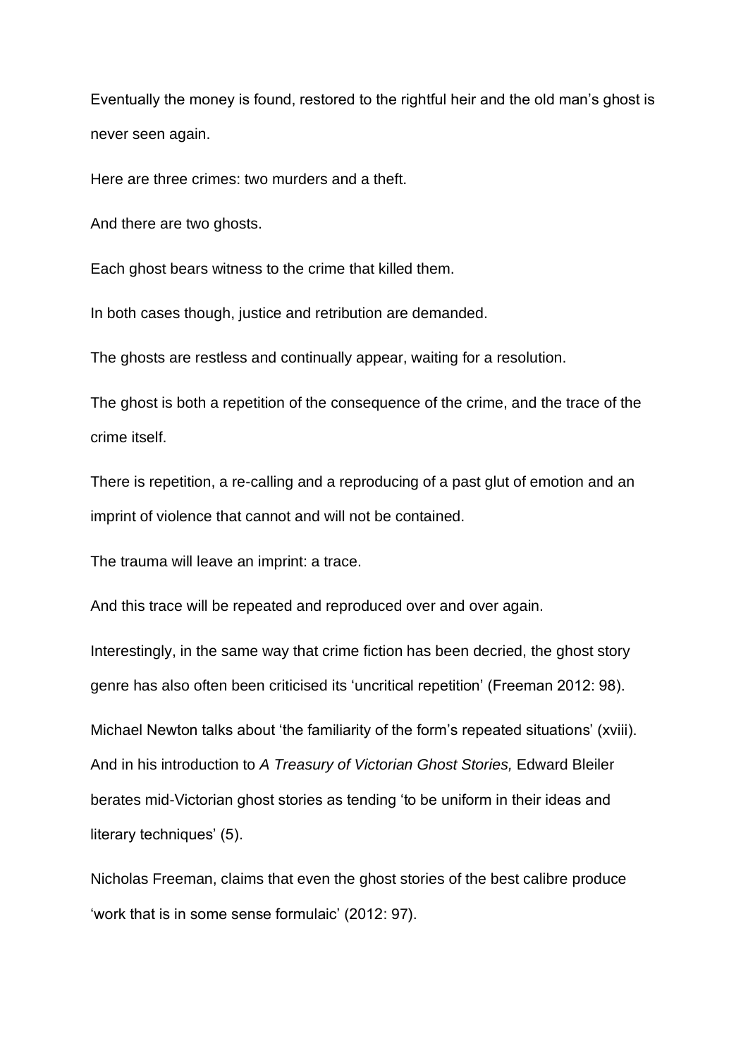Eventually the money is found, restored to the rightful heir and the old man's ghost is never seen again.

Here are three crimes: two murders and a theft.

And there are two ghosts.

Each ghost bears witness to the crime that killed them.

In both cases though, justice and retribution are demanded.

The ghosts are restless and continually appear, waiting for a resolution.

The ghost is both a repetition of the consequence of the crime, and the trace of the crime itself.

There is repetition, a re-calling and a reproducing of a past glut of emotion and an imprint of violence that cannot and will not be contained.

The trauma will leave an imprint: a trace.

And this trace will be repeated and reproduced over and over again.

Interestingly, in the same way that crime fiction has been decried, the ghost story genre has also often been criticised its 'uncritical repetition' (Freeman 2012: 98).

Michael Newton talks about 'the familiarity of the form's repeated situations' (xviii). And in his introduction to *A Treasury of Victorian Ghost Stories,* Edward Bleiler berates mid-Victorian ghost stories as tending 'to be uniform in their ideas and literary techniques' (5).

Nicholas Freeman, claims that even the ghost stories of the best calibre produce 'work that is in some sense formulaic' (2012: 97).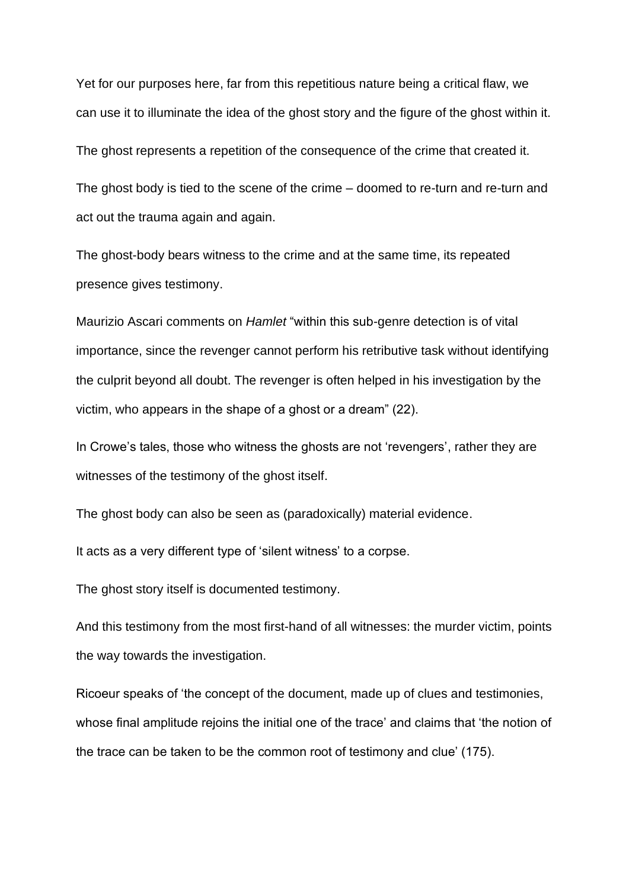Yet for our purposes here, far from this repetitious nature being a critical flaw, we can use it to illuminate the idea of the ghost story and the figure of the ghost within it.

The ghost represents a repetition of the consequence of the crime that created it.

The ghost body is tied to the scene of the crime – doomed to re-turn and re-turn and act out the trauma again and again.

The ghost-body bears witness to the crime and at the same time, its repeated presence gives testimony.

Maurizio Ascari comments on *Hamlet* "within this sub-genre detection is of vital importance, since the revenger cannot perform his retributive task without identifying the culprit beyond all doubt. The revenger is often helped in his investigation by the victim, who appears in the shape of a ghost or a dream" (22).

In Crowe's tales, those who witness the ghosts are not 'revengers', rather they are witnesses of the testimony of the ghost itself.

The ghost body can also be seen as (paradoxically) material evidence.

It acts as a very different type of 'silent witness' to a corpse.

The ghost story itself is documented testimony.

And this testimony from the most first-hand of all witnesses: the murder victim, points the way towards the investigation.

Ricoeur speaks of 'the concept of the document, made up of clues and testimonies, whose final amplitude rejoins the initial one of the trace' and claims that 'the notion of the trace can be taken to be the common root of testimony and clue' (175).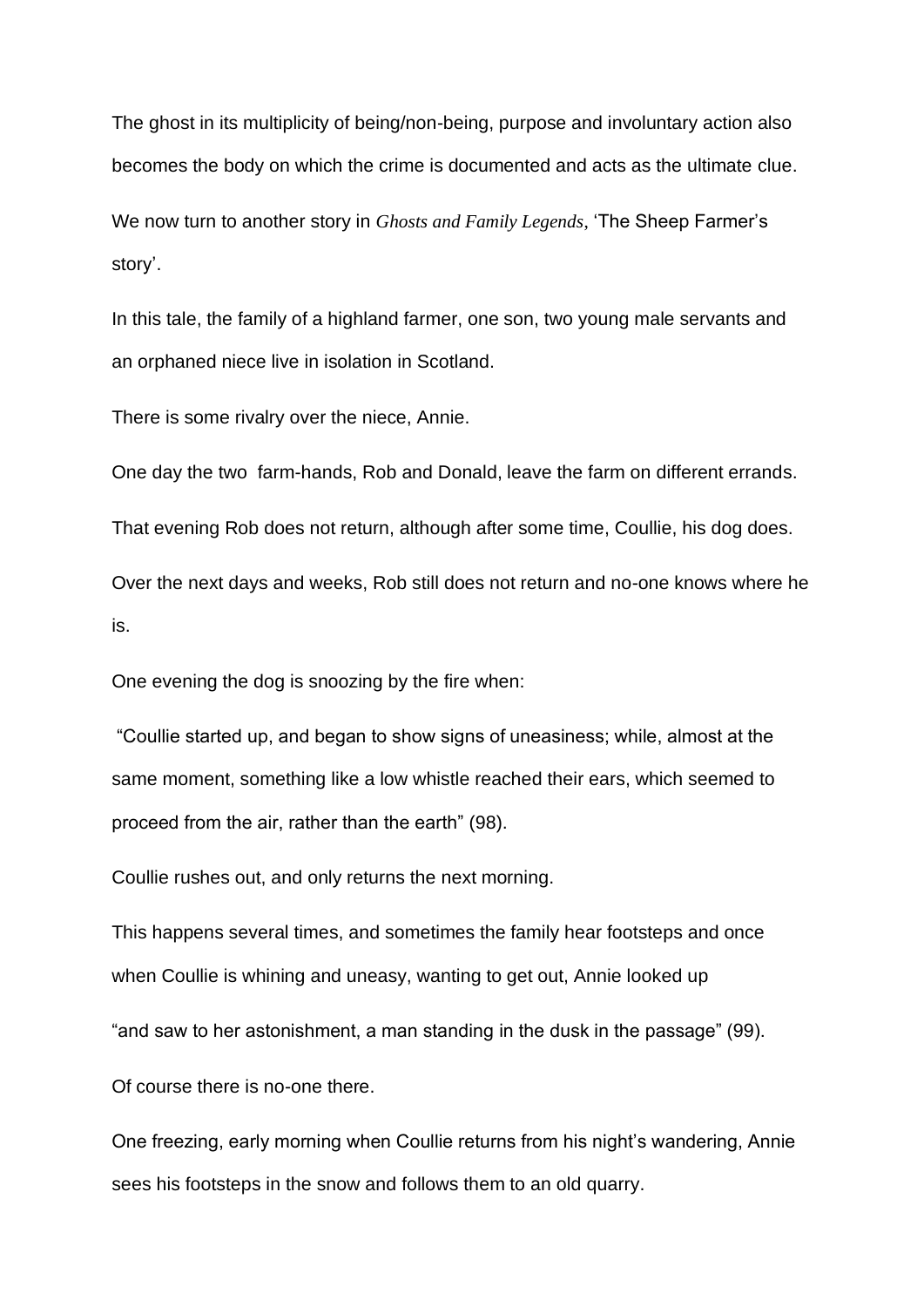The ghost in its multiplicity of being/non-being, purpose and involuntary action also becomes the body on which the crime is documented and acts as the ultimate clue.

We now turn to another story in *Ghosts and Family Legends*, 'The Sheep Farmer's story'.

In this tale, the family of a highland farmer, one son, two young male servants and an orphaned niece live in isolation in Scotland.

There is some rivalry over the niece, Annie.

One day the two farm-hands, Rob and Donald, leave the farm on different errands.

That evening Rob does not return, although after some time, Coullie, his dog does.

Over the next days and weeks, Rob still does not return and no-one knows where he is.

One evening the dog is snoozing by the fire when:

"Coullie started up, and began to show signs of uneasiness; while, almost at the same moment, something like a low whistle reached their ears, which seemed to proceed from the air, rather than the earth" (98).

Coullie rushes out, and only returns the next morning.

This happens several times, and sometimes the family hear footsteps and once when Coullie is whining and uneasy, wanting to get out, Annie looked up

"and saw to her astonishment, a man standing in the dusk in the passage" (99).

Of course there is no-one there.

One freezing, early morning when Coullie returns from his night's wandering, Annie sees his footsteps in the snow and follows them to an old quarry.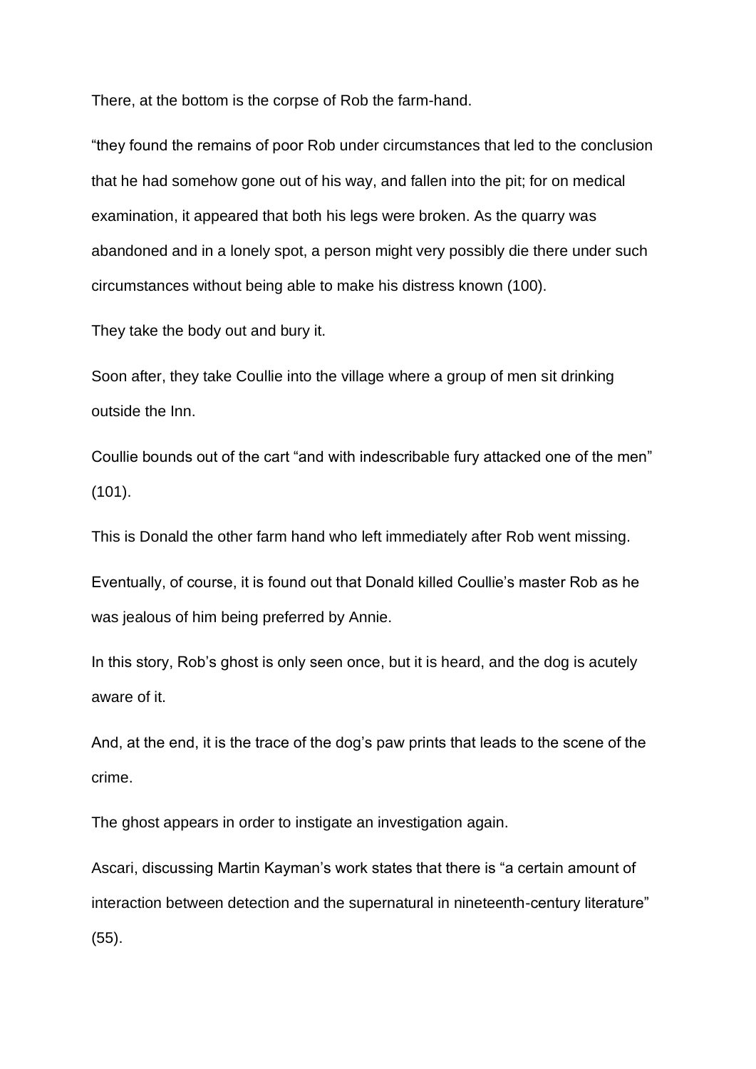There, at the bottom is the corpse of Rob the farm-hand.

“they found the remains of poor Rob under circumstances that led to the conclusion that he had somehow gone out of his way, and fallen into the pit; for on medical examination, it appeared that both his legs were broken. As the quarry was abandoned and in a lonely spot, a person might very possibly die there under such circumstances without being able to make his distress known (100).

They take the body out and bury it.

Soon after, they take Coullie into the village where a group of men sit drinking outside the Inn.

Coullie bounds out of the cart “and with indescribable fury attacked one of the men” (101).

This is Donald the other farm hand who left immediately after Rob went missing.

Eventually, of course, it is found out that Donald killed Coullie’s master Rob as he was jealous of him being preferred by Annie.

In this story, Rob’s ghost is only seen once, but it is heard, and the dog is acutely aware of it.

And, at the end, it is the trace of the dog’s paw prints that leads to the scene of the crime.

The ghost appears in order to instigate an investigation again.

Ascari, discussing Martin Kayman’s work states that there is “a certain amount of interaction between detection and the supernatural in nineteenth-century literature” (55).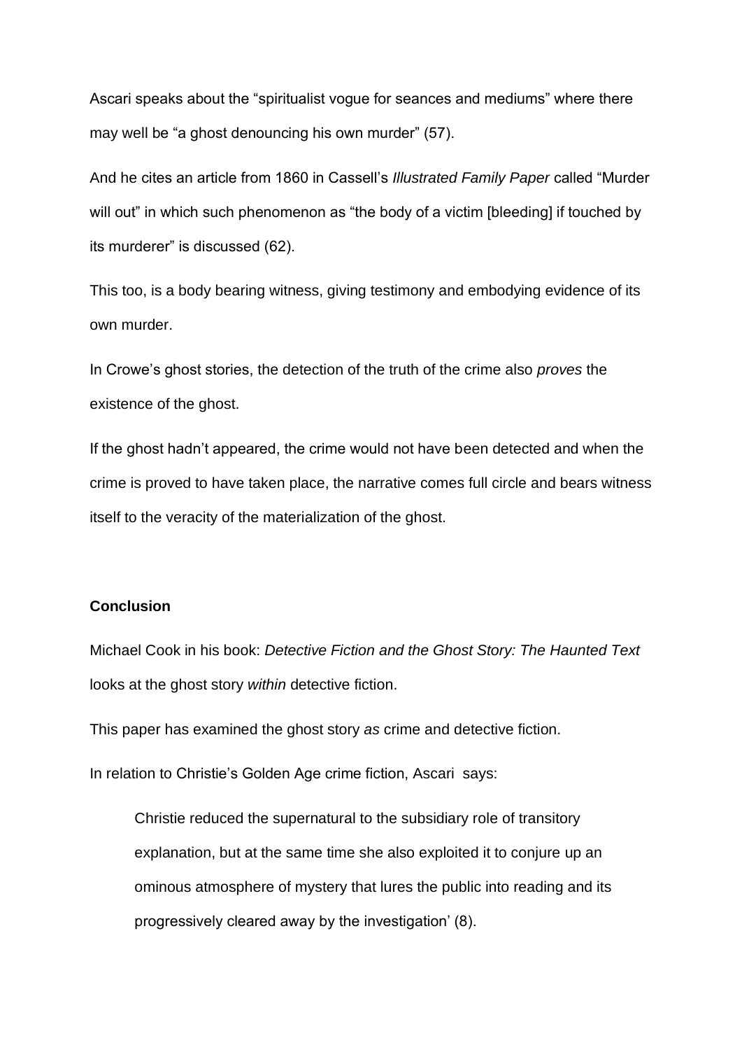Ascari speaks about the "spiritualist vogue for seances and mediums" where there may well be "a ghost denouncing his own murder" (57).

And he cites an article from 1860 in Cassell's *Illustrated Family Paper* called "Murder will out" in which such phenomenon as "the body of a victim [bleeding] if touched by its murderer" is discussed (62).

This too, is a body bearing witness, giving testimony and embodying evidence of its own murder.

In Crowe's ghost stories, the detection of the truth of the crime also *proves* the existence of the ghost.

If the ghost hadn't appeared, the crime would not have been detected and when the crime is proved to have taken place, the narrative comes full circle and bears witness itself to the veracity of the materialization of the ghost.

**Conclusion**

Michael Cook in his book: *Detective Fiction and the Ghost Story: The Haunted Text* looks at the ghost story *within* detective fiction.

This paper has examined the ghost story *as* crime and detective fiction.

In relation to Christie's Golden Age crime fiction, Ascari says:

> Christie reduced the supernatural to the subsidiary role of transitory explanation, but at the same time she also exploited it to conjure up an ominous atmosphere of mystery that lures the public into reading and its progressively cleared away by the investigation' (8).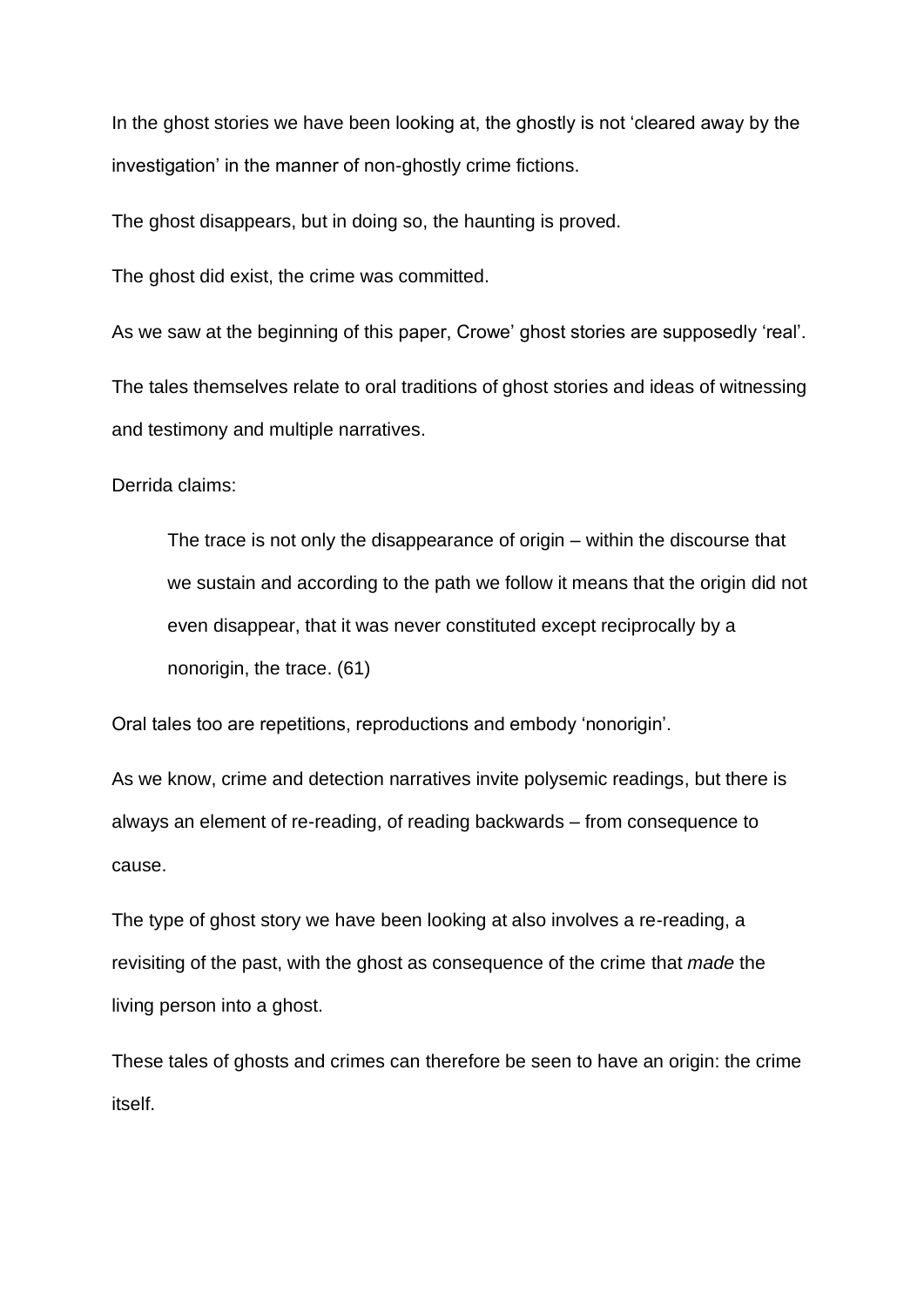In the ghost stories we have been looking at, the ghostly is not 'cleared away by the investigation' in the manner of non-ghostly crime fictions.

The ghost disappears, but in doing so, the haunting is proved.

The ghost did exist, the crime was committed.

As we saw at the beginning of this paper, Crowe' ghost stories are supposedly 'real'.

The tales themselves relate to oral traditions of ghost stories and ideas of witnessing and testimony and multiple narratives.

Derrida claims:

> The trace is not only the disappearance of origin – within the discourse that we sustain and according to the path we follow it means that the origin did not even disappear, that it was never constituted except reciprocally by a nonorigin, the trace. (61)

Oral tales too are repetitions, reproductions and embody 'nonorigin'.

As we know, crime and detection narratives invite polysemic readings, but there is always an element of re-reading, of reading backwards – from consequence to cause.

The type of ghost story we have been looking at also involves a re-reading, a revisiting of the past, with the ghost as consequence of the crime that *made* the living person into a ghost.

These tales of ghosts and crimes can therefore be seen to have an origin: the crime itself.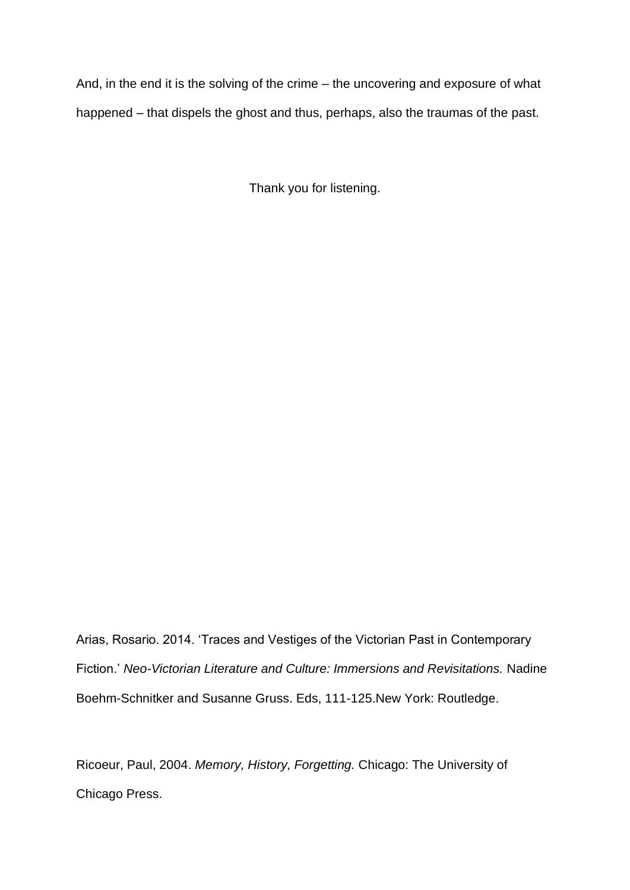And, in the end it is the solving of the crime – the uncovering and exposure of what happened – that dispels the ghost and thus, perhaps, also the traumas of the past.

Thank you for listening.

Arias, Rosario. 2014. 'Traces and Vestiges of the Victorian Past in Contemporary Fiction.' *Neo-Victorian Literature and Culture: Immersions and Revisitations.* Nadine Boehm-Schnitker and Susanne Gruss. Eds, 111-125.New York: Routledge.

Ricoeur, Paul, 2004. *Memory, History, Forgetting.* Chicago: The University of Chicago Press.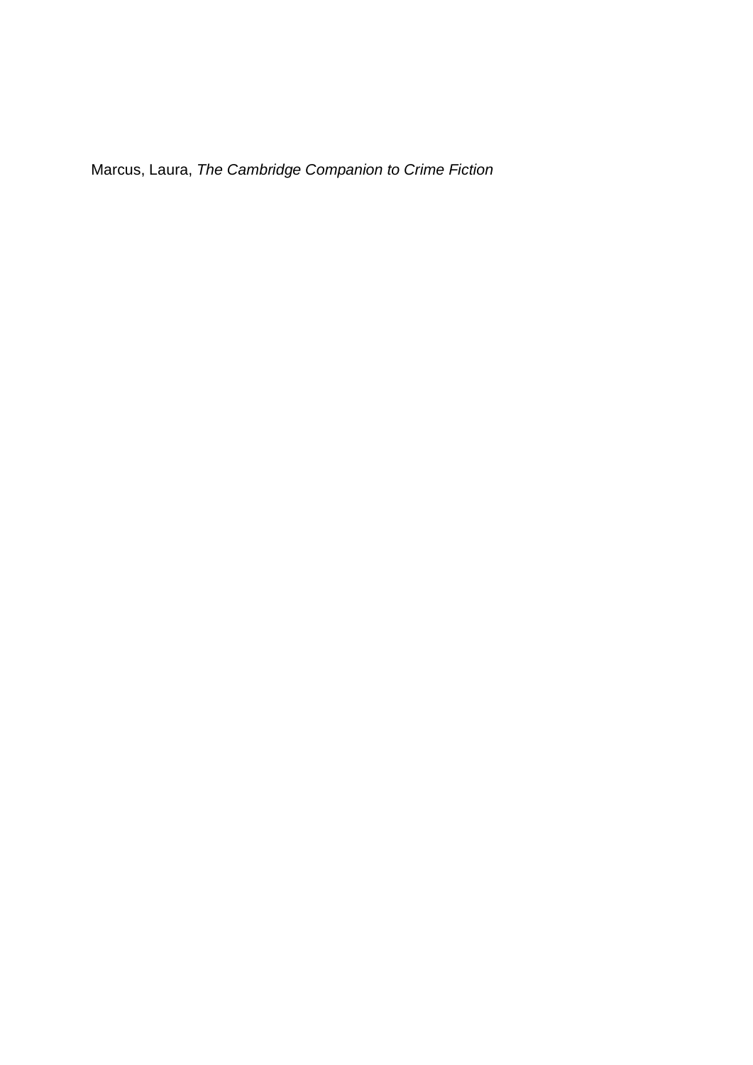Marcus, Laura, *The Cambridge Companion to Crime Fiction*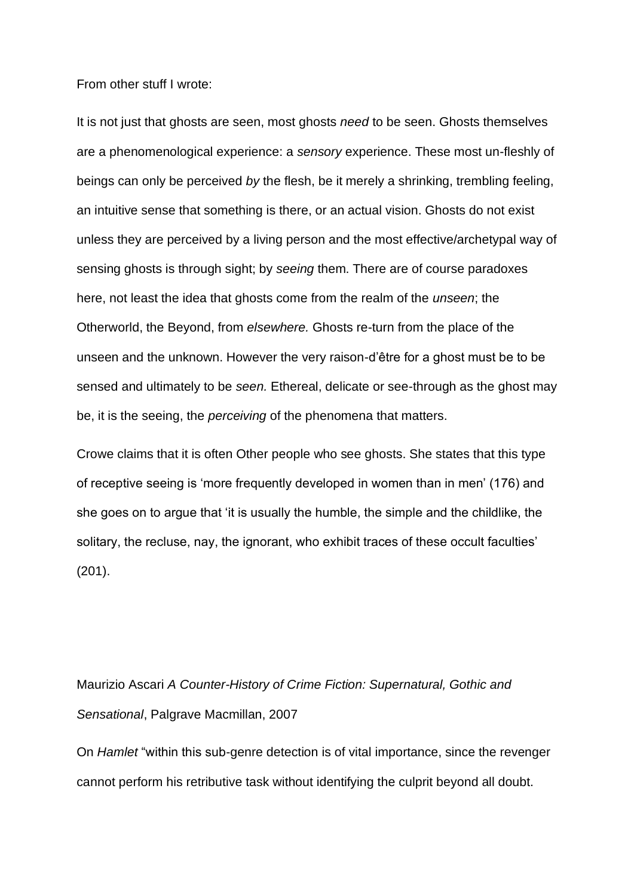From other stuff I wrote:

It is not just that ghosts are seen, most ghosts *need* to be seen. Ghosts themselves are a phenomenological experience: a *sensory* experience. These most un-fleshly of beings can only be perceived *by* the flesh, be it merely a shrinking, trembling feeling, an intuitive sense that something is there, or an actual vision. Ghosts do not exist unless they are perceived by a living person and the most effective/archetypal way of sensing ghosts is through sight; by *seeing* them. There are of course paradoxes here, not least the idea that ghosts come from the realm of the *unseen*; the Otherworld, the Beyond, from *elsewhere.* Ghosts re-turn from the place of the unseen and the unknown. However the very raison-d'être for a ghost must be to be sensed and ultimately to be *seen.* Ethereal, delicate or see-through as the ghost may be, it is the seeing, the *perceiving* of the phenomena that matters.

Crowe claims that it is often Other people who see ghosts. She states that this type of receptive seeing is 'more frequently developed in women than in men' (176) and she goes on to argue that 'it is usually the humble, the simple and the childlike, the solitary, the recluse, nay, the ignorant, who exhibit traces of these occult faculties' (201).

Maurizio Ascari *A Counter-History of Crime Fiction: Supernatural, Gothic and Sensational*, Palgrave Macmillan, 2007

On *Hamlet* "within this sub-genre detection is of vital importance, since the revenger cannot perform his retributive task without identifying the culprit beyond all doubt.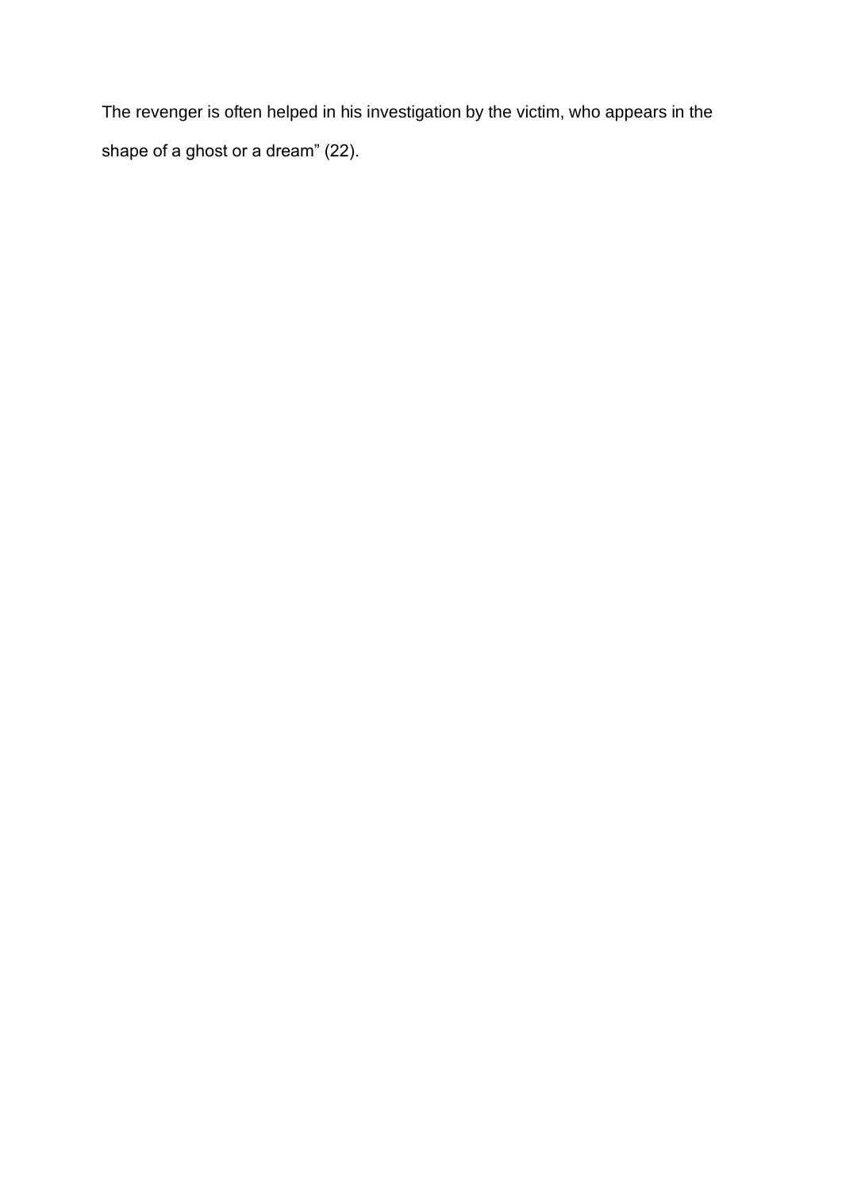The revenger is often helped in his investigation by the victim, who appears in the shape of a ghost or a dream" (22).